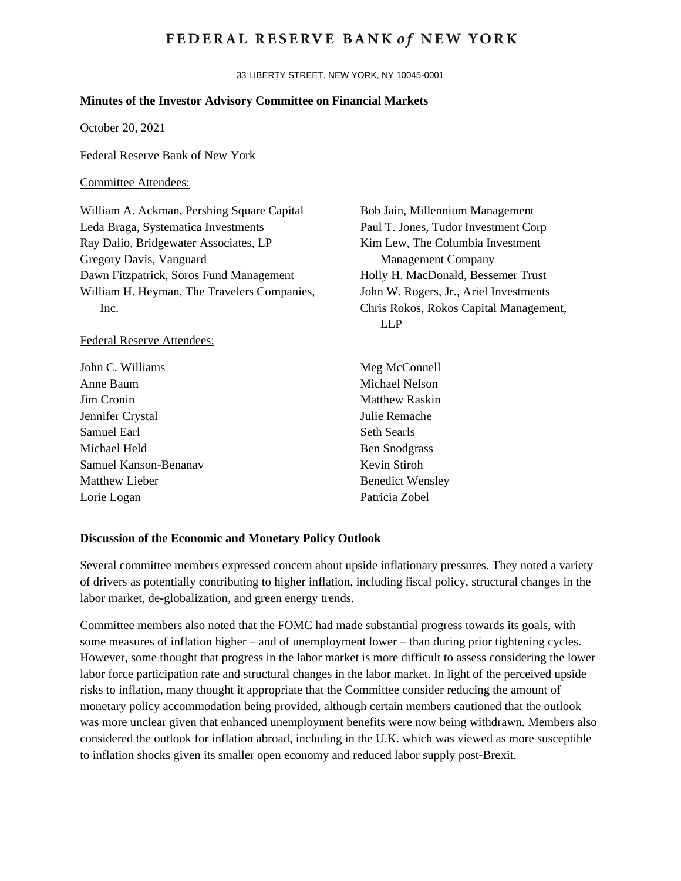# FEDERAL RESERVE BANK *of* NEW YORK

33 LIBERTY STREET, NEW YORK, NY 10045-0001

**Minutes of the Investor Advisory Committee on Financial Markets**

October 20, 2021

Federal Reserve Bank of New York

Committee Attendees:

William A. Ackman, Pershing Square Capital
Leda Braga, Systematica Investments
Ray Dalio, Bridgewater Associates, LP
Gregory Davis, Vanguard
Dawn Fitzpatrick, Soros Fund Management
William H. Heyman, The Travelers Companies, Inc.
Bob Jain, Millennium Management
Paul T. Jones, Tudor Investment Corp
Kim Lew, The Columbia Investment Management Company
Holly H. MacDonald, Bessemer Trust
John W. Rogers, Jr., Ariel Investments
Chris Rokos, Rokos Capital Management, LLP

Federal Reserve Attendees:

John C. Williams
Anne Baum
Jim Cronin
Jennifer Crystal
Samuel Earl
Michael Held
Samuel Kanson-Benanav
Matthew Lieber
Lorie Logan
Meg McConnell
Michael Nelson
Matthew Raskin
Julie Remache
Seth Searls
Ben Snodgrass
Kevin Stiroh
Benedict Wensley
Patricia Zobel

**Discussion of the Economic and Monetary Policy Outlook**

Several committee members expressed concern about upside inflationary pressures. They noted a variety of drivers as potentially contributing to higher inflation, including fiscal policy, structural changes in the labor market, de-globalization, and green energy trends.

Committee members also noted that the FOMC had made substantial progress towards its goals, with some measures of inflation higher – and of unemployment lower – than during prior tightening cycles. However, some thought that progress in the labor market is more difficult to assess considering the lower labor force participation rate and structural changes in the labor market. In light of the perceived upside risks to inflation, many thought it appropriate that the Committee consider reducing the amount of monetary policy accommodation being provided, although certain members cautioned that the outlook was more unclear given that enhanced unemployment benefits were now being withdrawn. Members also considered the outlook for inflation abroad, including in the U.K. which was viewed as more susceptible to inflation shocks given its smaller open economy and reduced labor supply post-Brexit.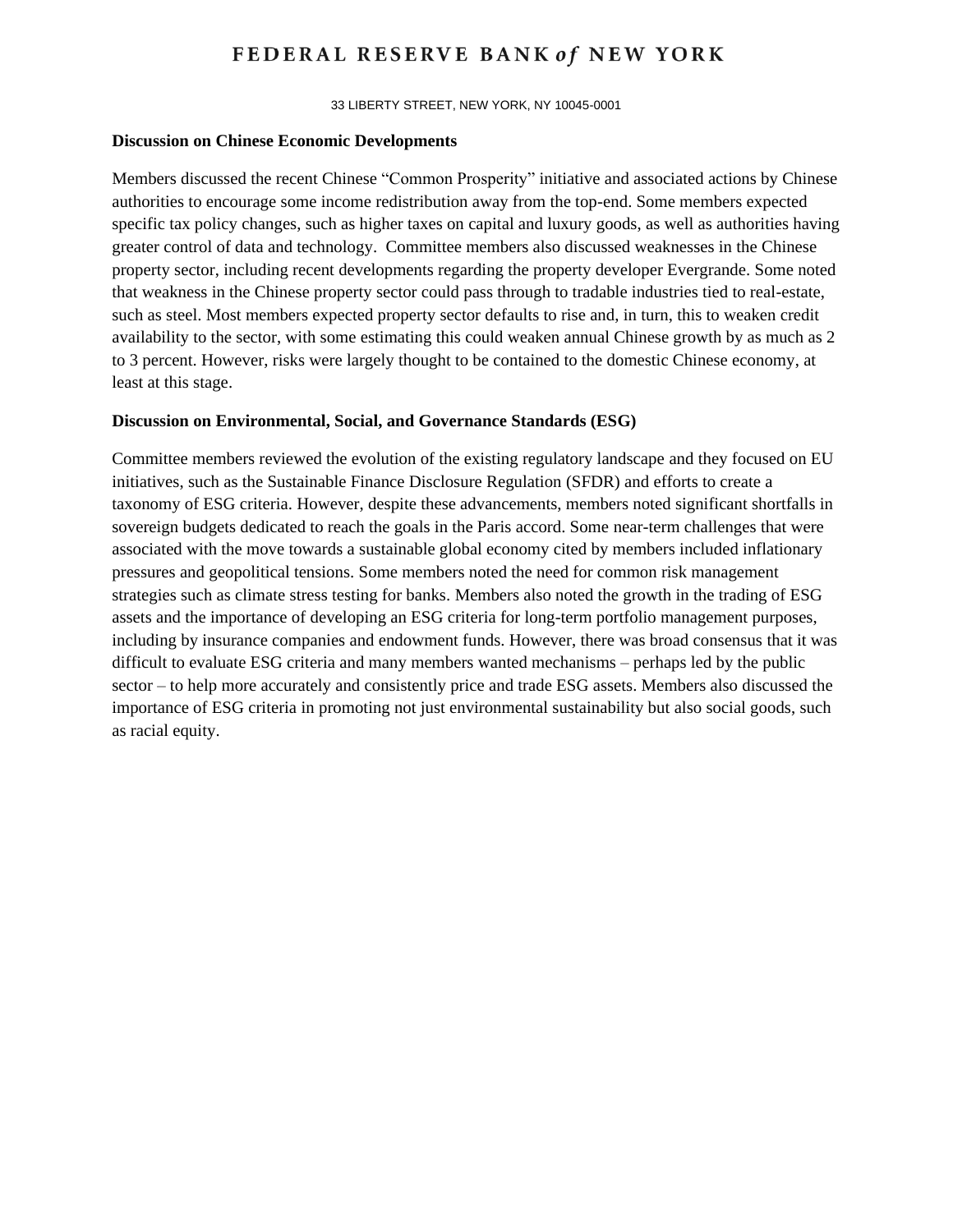**Discussion on Chinese Economic Developments**

Members discussed the recent Chinese "Common Prosperity" initiative and associated actions by Chinese authorities to encourage some income redistribution away from the top-end. Some members expected specific tax policy changes, such as higher taxes on capital and luxury goods, as well as authorities having greater control of data and technology. Committee members also discussed weaknesses in the Chinese property sector, including recent developments regarding the property developer Evergrande. Some noted that weakness in the Chinese property sector could pass through to tradable industries tied to real-estate, such as steel. Most members expected property sector defaults to rise and, in turn, this to weaken credit availability to the sector, with some estimating this could weaken annual Chinese growth by as much as 2 to 3 percent. However, risks were largely thought to be contained to the domestic Chinese economy, at least at this stage.

**Discussion on Environmental, Social, and Governance Standards (ESG)**

Committee members reviewed the evolution of the existing regulatory landscape and they focused on EU initiatives, such as the Sustainable Finance Disclosure Regulation (SFDR) and efforts to create a taxonomy of ESG criteria. However, despite these advancements, members noted significant shortfalls in sovereign budgets dedicated to reach the goals in the Paris accord. Some near-term challenges that were associated with the move towards a sustainable global economy cited by members included inflationary pressures and geopolitical tensions. Some members noted the need for common risk management strategies such as climate stress testing for banks. Members also noted the growth in the trading of ESG assets and the importance of developing an ESG criteria for long-term portfolio management purposes, including by insurance companies and endowment funds. However, there was broad consensus that it was difficult to evaluate ESG criteria and many members wanted mechanisms – perhaps led by the public sector – to help more accurately and consistently price and trade ESG assets. Members also discussed the importance of ESG criteria in promoting not just environmental sustainability but also social goods, such as racial equity.